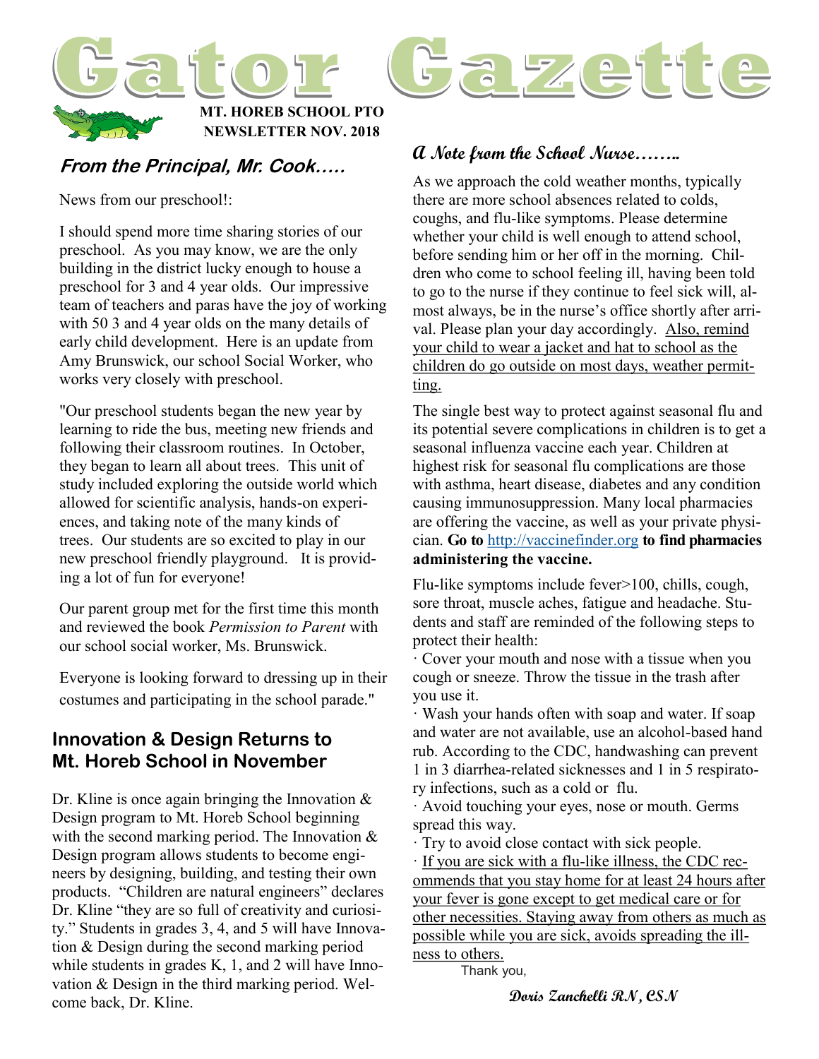# Gator Gazette

**MT. HOREB SCHOOL PTO NEWSLETTER NOV. 2018**

## From the Principal, Mr. Cook…..

News from our preschool!:

I should spend more time sharing stories of our preschool. As you may know, we are the only building in the district lucky enough to house a preschool for 3 and 4 year olds. Our impressive team of teachers and paras have the joy of working with 50 3 and 4 year olds on the many details of early child development. Here is an update from Amy Brunswick, our school Social Worker, who works very closely with preschool.

"Our preschool students began the new year by learning to ride the bus, meeting new friends and following their classroom routines. In October, they began to learn all about trees. This unit of study included exploring the outside world which allowed for scientific analysis, hands-on experiences, and taking note of the many kinds of trees. Our students are so excited to play in our new preschool friendly playground. It is providing a lot of fun for everyone!

Our parent group met for the first time this month and reviewed the book *Permission to Parent* with our school social worker, Ms. Brunswick.

Everyone is looking forward to dressing up in their costumes and participating in the school parade."

## Innovation & Design Returns to Mt. Horeb School in November

Dr. Kline is once again bringing the Innovation & Design program to Mt. Horeb School beginning with the second marking period. The Innovation & Design program allows students to become engineers by designing, building, and testing their own products. "Children are natural engineers" declares Dr. Kline "they are so full of creativity and curiosity." Students in grades 3, 4, and 5 will have Innovation & Design during the second marking period while students in grades K, 1, and 2 will have Innovation & Design in the third marking period. Welcome back, Dr. Kline.

## A Note from the School Nurse……..

As we approach the cold weather months, typically there are more school absences related to colds, coughs, and flu-like symptoms. Please determine whether your child is well enough to attend school, before sending him or her off in the morning. Children who come to school feeling ill, having been told to go to the nurse if they continue to feel sick will, almost always, be in the nurse's office shortly after arrival. Please plan your day accordingly. Also, remind your child to wear a jacket and hat to school as the children do go outside on most days, weather permitting.

The single best way to protect against seasonal flu and its potential severe complications in children is to get a seasonal influenza vaccine each year. Children at highest risk for seasonal flu complications are those with asthma, heart disease, diabetes and any condition causing immunosuppression. Many local pharmacies are offering the vaccine, as well as your private physician. **Go to** http://vaccinefinder.org **to find pharmacies administering the vaccine.**

Flu-like symptoms include fever>100, chills, cough, sore throat, muscle aches, fatigue and headache. Students and staff are reminded of the following steps to protect their health:

· Cover your mouth and nose with a tissue when you cough or sneeze. Throw the tissue in the trash after you use it.

· Wash your hands often with soap and water. If soap and water are not available, use an alcohol-based hand rub. According to the CDC, handwashing can prevent 1 in 3 diarrhea-related sicknesses and 1 in 5 respiratory infections, such as a cold or flu.

· Avoid touching your eyes, nose or mouth. Germs spread this way.

· Try to avoid close contact with sick people.

· If you are sick with a flu-like illness, the CDC recommends that you stay home for at least 24 hours after your fever is gone except to get medical care or for other necessities. Staying away from others as much as possible while you are sick, avoids spreading the illness to others.

Thank you,

**Doris Zanchelli RN, CSN**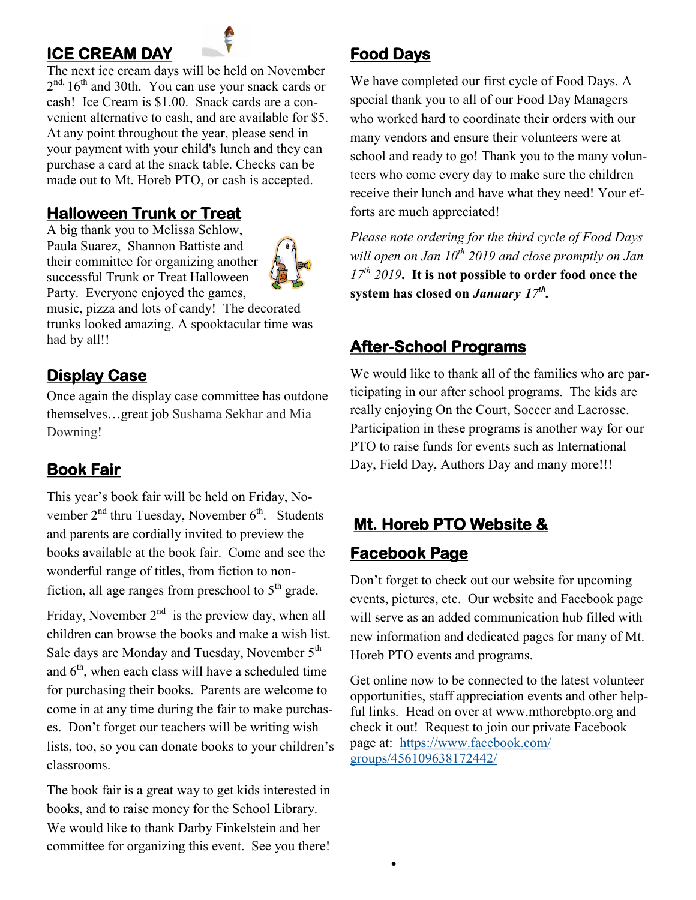## ICE CREAM DAY

The next ice cream days will be held on November 2nd, 16th and 30th. You can use your snack cards or cash! Ice Cream is $1.00. Snack cards are a convenient alternative to cash, and are available for $5. At any point throughout the year, please send in your payment with your child's lunch and they can purchase a card at the snack table. Checks can be made out to Mt. Horeb PTO, or cash is accepted.

## Halloween Trunk or Treat

A big thank you to Melissa Schlow, Paula Suarez, Shannon Battiste and their committee for organizing another successful Trunk or Treat Halloween Party. Everyone enjoyed the games, music, pizza and lots of candy! The decorated trunks looked amazing. A spooktacular time was had by all!!

## Display Case

Once again the display case committee has outdone themselves…great job Sushama Sekhar and Mia Downing!

## Book Fair

This year's book fair will be held on Friday, November 2nd thru Tuesday, November 6th. Students and parents are cordially invited to preview the books available at the book fair. Come and see the wonderful range of titles, from fiction to non-fiction, all age ranges from preschool to 5th grade.

Friday, November 2nd is the preview day, when all children can browse the books and make a wish list. Sale days are Monday and Tuesday, November 5th and 6th, when each class will have a scheduled time for purchasing their books. Parents are welcome to come in at any time during the fair to make purchases. Don't forget our teachers will be writing wish lists, too, so you can donate books to your children's classrooms.

The book fair is a great way to get kids interested in books, and to raise money for the School Library. We would like to thank Darby Finkelstein and her committee for organizing this event. See you there!

## Food Days

We have completed our first cycle of Food Days. A special thank you to all of our Food Day Managers who worked hard to coordinate their orders with our many vendors and ensure their volunteers were at school and ready to go! Thank you to the many volunteers who come every day to make sure the children receive their lunch and have what they need! Your efforts are much appreciated!

*Please note ordering for the third cycle of Food Days will open on Jan 10th 2019 and close promptly on Jan 17th 2019*. **It is not possible to order food once the system has closed on *January 17th*.**

## After-School Programs

We would like to thank all of the families who are participating in our after school programs. The kids are really enjoying On the Court, Soccer and Lacrosse. Participation in these programs is another way for our PTO to raise funds for events such as International Day, Field Day, Authors Day and many more!!!

## Mt. Horeb PTO Website & Facebook Page

Don't forget to check out our website for upcoming events, pictures, etc. Our website and Facebook page will serve as an added communication hub filled with new information and dedicated pages for many of Mt. Horeb PTO events and programs.

Get online now to be connected to the latest volunteer opportunities, staff appreciation events and other helpful links. Head on over at www.mthorebpto.org and check it out! Request to join our private Facebook page at: https://www.facebook.com/groups/456109638172442/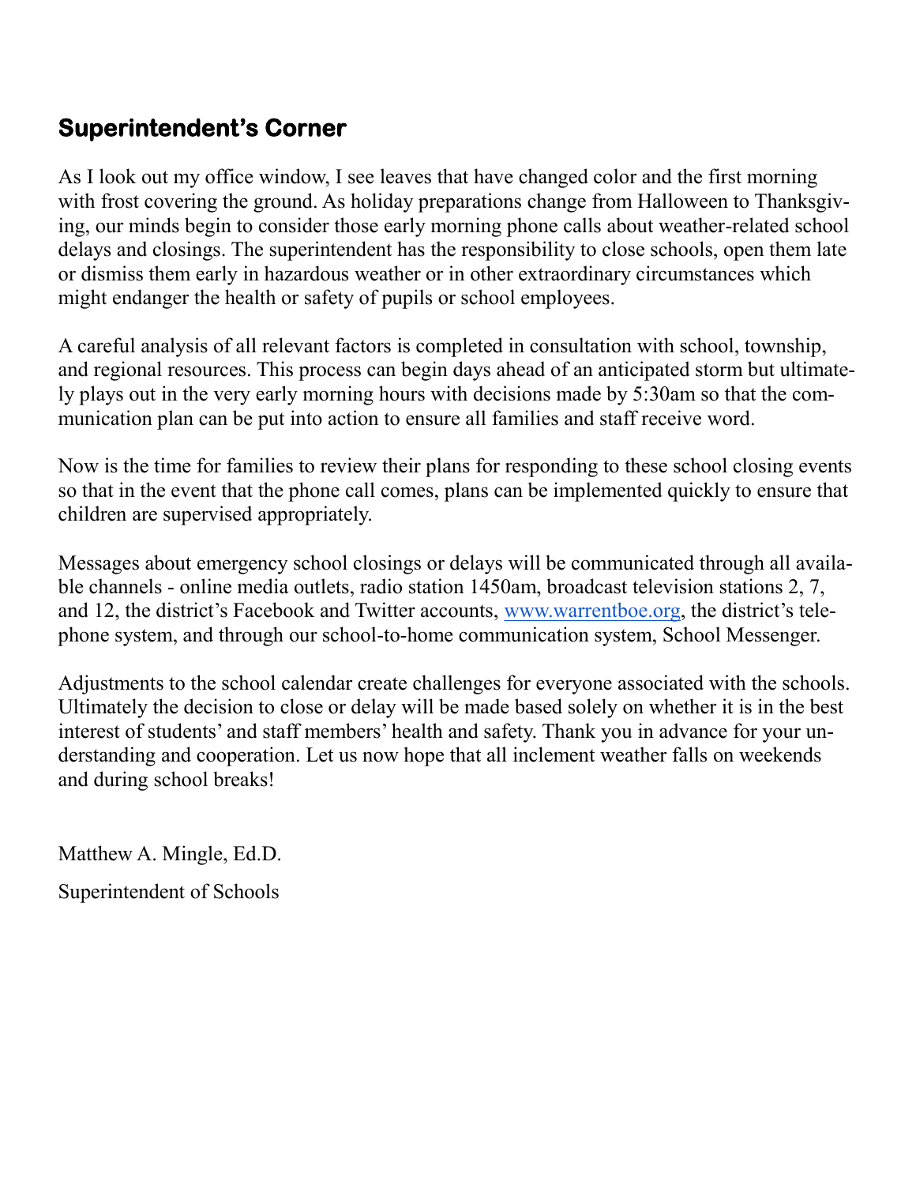## Superintendent's Corner

As I look out my office window, I see leaves that have changed color and the first morning with frost covering the ground. As holiday preparations change from Halloween to Thanksgiving, our minds begin to consider those early morning phone calls about weather-related school delays and closings. The superintendent has the responsibility to close schools, open them late or dismiss them early in hazardous weather or in other extraordinary circumstances which might endanger the health or safety of pupils or school employees.

A careful analysis of all relevant factors is completed in consultation with school, township, and regional resources. This process can begin days ahead of an anticipated storm but ultimately plays out in the very early morning hours with decisions made by 5:30am so that the communication plan can be put into action to ensure all families and staff receive word.

Now is the time for families to review their plans for responding to these school closing events so that in the event that the phone call comes, plans can be implemented quickly to ensure that children are supervised appropriately.

Messages about emergency school closings or delays will be communicated through all available channels - online media outlets, radio station 1450am, broadcast television stations 2, 7, and 12, the district's Facebook and Twitter accounts, [www.warrentboe.org](http://www.warrentboe.org), the district's telephone system, and through our school-to-home communication system, School Messenger.

Adjustments to the school calendar create challenges for everyone associated with the schools. Ultimately the decision to close or delay will be made based solely on whether it is in the best interest of students' and staff members' health and safety. Thank you in advance for your understanding and cooperation. Let us now hope that all inclement weather falls on weekends and during school breaks!

Matthew A. Mingle, Ed.D.

Superintendent of Schools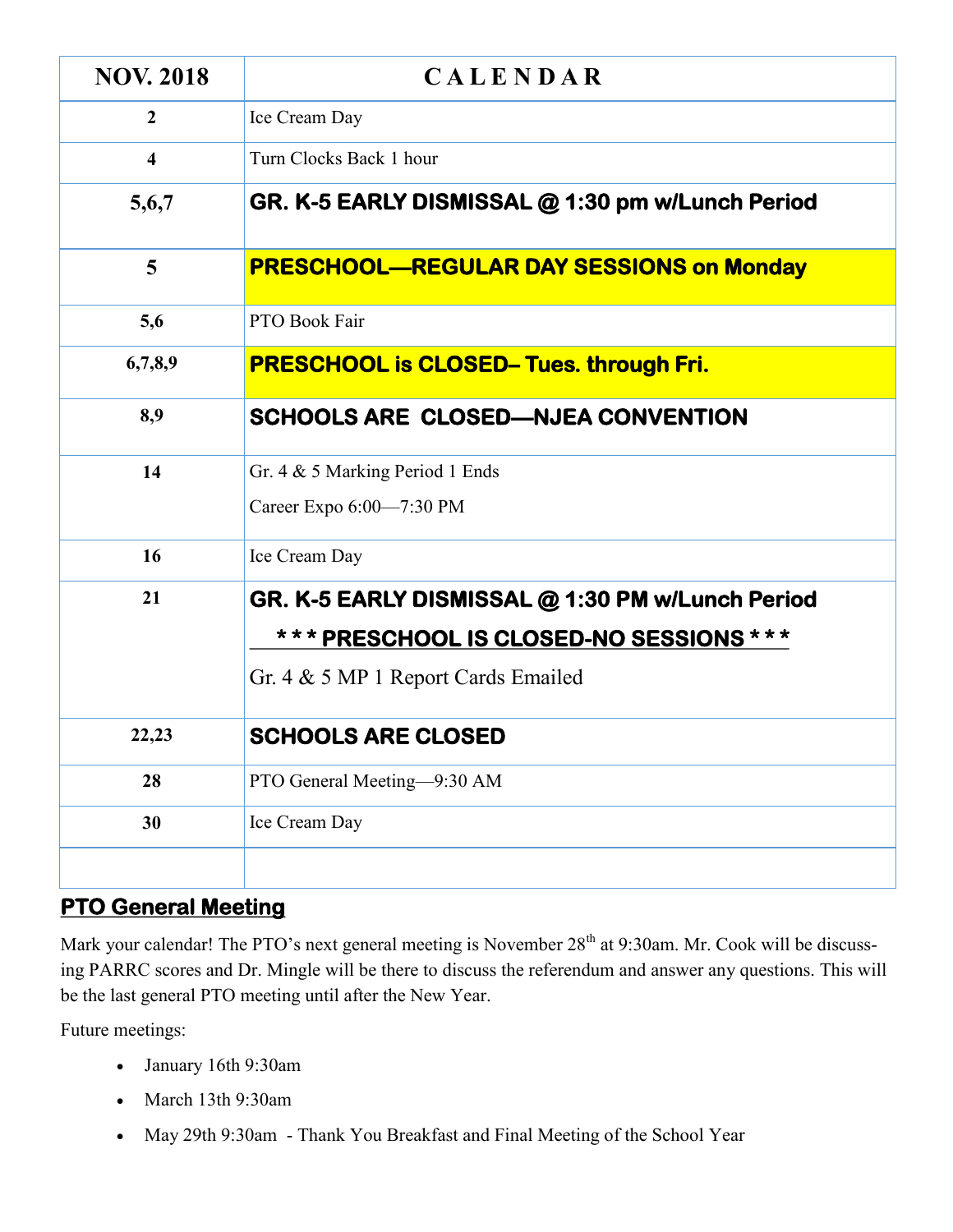| NOV. 2018 | CALENDAR |
|---|---|
| 2 | Ice Cream Day |
| 4 | Turn Clocks Back 1 hour |
| 5,6,7 | **GR. K-5 EARLY DISMISSAL @ 1:30 pm w/Lunch Period** |
| 5 | **PRESCHOOL—REGULAR DAY SESSIONS on Monday** |
| 5,6 | PTO Book Fair |
| 6,7,8,9 | **PRESCHOOL is CLOSED– Tues. through Fri.** |
| 8,9 | **SCHOOLS ARE CLOSED—NJEA CONVENTION** |
| 14 | Gr. 4 & 5 Marking Period 1 Ends<br>Career Expo 6:00—7:30 PM |
| 16 | Ice Cream Day |
| 21 | **GR. K-5 EARLY DISMISSAL @ 1:30 PM w/Lunch Period**<br>**\*\*\* PRESCHOOL IS CLOSED-NO SESSIONS \*\*\***<br>Gr. 4 & 5 MP 1 Report Cards Emailed |
| 22,23 | **SCHOOLS ARE CLOSED** |
| 28 | PTO General Meeting—9:30 AM |
| 30 | Ice Cream Day |
| | |

## PTO General Meeting

Mark your calendar! The PTO's next general meeting is November 28th at 9:30am. Mr. Cook will be discussing PARRC scores and Dr. Mingle will be there to discuss the referendum and answer any questions. This will be the last general PTO meeting until after the New Year.

Future meetings:

- January 16th 9:30am
- March 13th 9:30am
- May 29th 9:30am - Thank You Breakfast and Final Meeting of the School Year